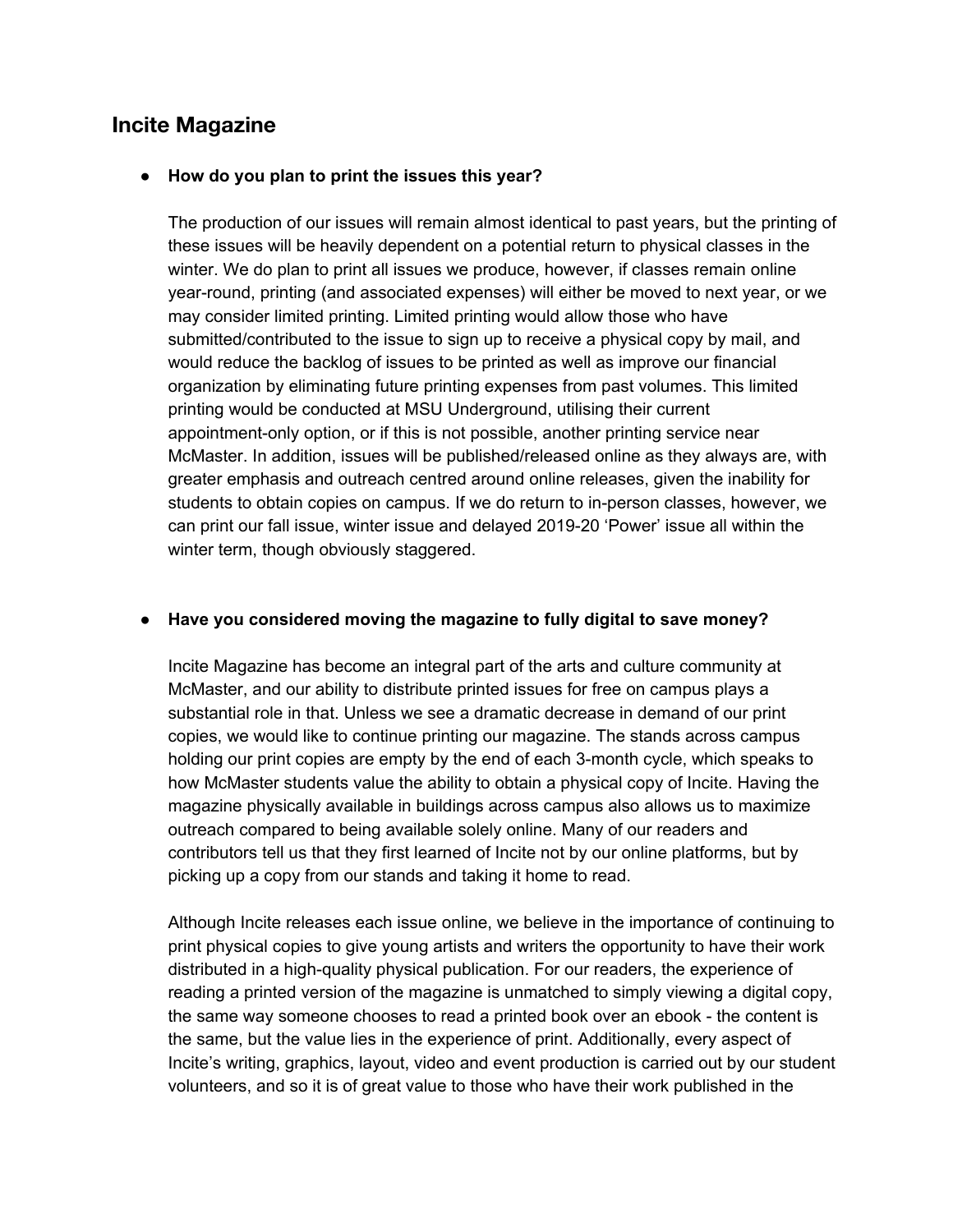## Incite Magazine

- **How do you plan to print the issues this year?**

  The production of our issues will remain almost identical to past years, but the printing of these issues will be heavily dependent on a potential return to physical classes in the winter. We do plan to print all issues we produce, however, if classes remain online year-round, printing (and associated expenses) will either be moved to next year, or we may consider limited printing. Limited printing would allow those who have submitted/contributed to the issue to sign up to receive a physical copy by mail, and would reduce the backlog of issues to be printed as well as improve our financial organization by eliminating future printing expenses from past volumes. This limited printing would be conducted at MSU Underground, utilising their current appointment-only option, or if this is not possible, another printing service near McMaster. In addition, issues will be published/released online as they always are, with greater emphasis and outreach centred around online releases, given the inability for students to obtain copies on campus. If we do return to in-person classes, however, we can print our fall issue, winter issue and delayed 2019-20 'Power' issue all within the winter term, though obviously staggered.

- **Have you considered moving the magazine to fully digital to save money?**

  Incite Magazine has become an integral part of the arts and culture community at McMaster, and our ability to distribute printed issues for free on campus plays a substantial role in that. Unless we see a dramatic decrease in demand of our print copies, we would like to continue printing our magazine. The stands across campus holding our print copies are empty by the end of each 3-month cycle, which speaks to how McMaster students value the ability to obtain a physical copy of Incite. Having the magazine physically available in buildings across campus also allows us to maximize outreach compared to being available solely online. Many of our readers and contributors tell us that they first learned of Incite not by our online platforms, but by picking up a copy from our stands and taking it home to read.

  Although Incite releases each issue online, we believe in the importance of continuing to print physical copies to give young artists and writers the opportunity to have their work distributed in a high-quality physical publication. For our readers, the experience of reading a printed version of the magazine is unmatched to simply viewing a digital copy, the same way someone chooses to read a printed book over an ebook - the content is the same, but the value lies in the experience of print. Additionally, every aspect of Incite's writing, graphics, layout, video and event production is carried out by our student volunteers, and so it is of great value to those who have their work published in the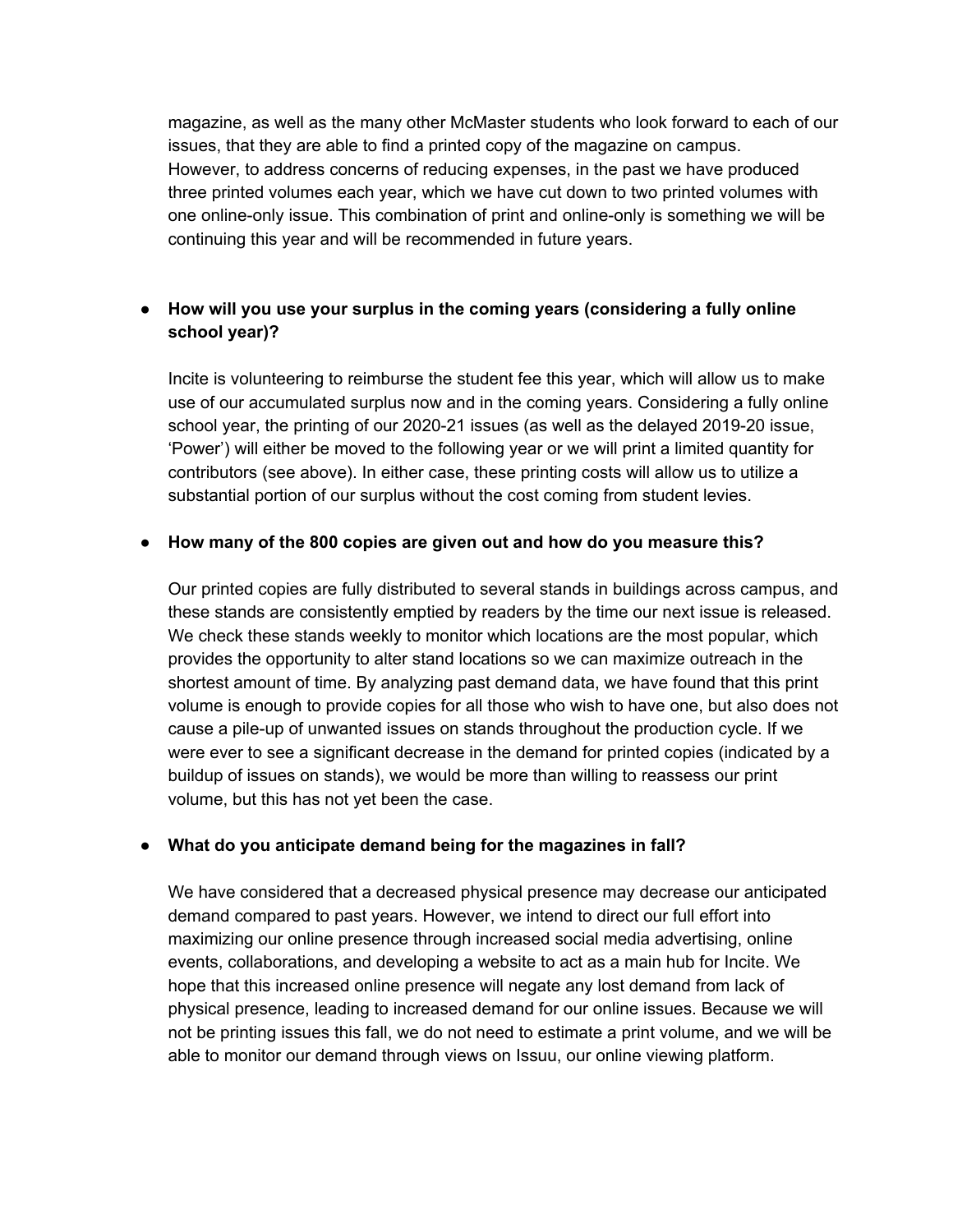magazine, as well as the many other McMaster students who look forward to each of our issues, that they are able to find a printed copy of the magazine on campus. However, to address concerns of reducing expenses, in the past we have produced three printed volumes each year, which we have cut down to two printed volumes with one online-only issue. This combination of print and online-only is something we will be continuing this year and will be recommended in future years.

- **How will you use your surplus in the coming years (considering a fully online school year)?**

  Incite is volunteering to reimburse the student fee this year, which will allow us to make use of our accumulated surplus now and in the coming years. Considering a fully online school year, the printing of our 2020-21 issues (as well as the delayed 2019-20 issue, 'Power') will either be moved to the following year or we will print a limited quantity for contributors (see above). In either case, these printing costs will allow us to utilize a substantial portion of our surplus without the cost coming from student levies.

- **How many of the 800 copies are given out and how do you measure this?**

  Our printed copies are fully distributed to several stands in buildings across campus, and these stands are consistently emptied by readers by the time our next issue is released. We check these stands weekly to monitor which locations are the most popular, which provides the opportunity to alter stand locations so we can maximize outreach in the shortest amount of time. By analyzing past demand data, we have found that this print volume is enough to provide copies for all those who wish to have one, but also does not cause a pile-up of unwanted issues on stands throughout the production cycle. If we were ever to see a significant decrease in the demand for printed copies (indicated by a buildup of issues on stands), we would be more than willing to reassess our print volume, but this has not yet been the case.

- **What do you anticipate demand being for the magazines in fall?**

  We have considered that a decreased physical presence may decrease our anticipated demand compared to past years. However, we intend to direct our full effort into maximizing our online presence through increased social media advertising, online events, collaborations, and developing a website to act as a main hub for Incite. We hope that this increased online presence will negate any lost demand from lack of physical presence, leading to increased demand for our online issues. Because we will not be printing issues this fall, we do not need to estimate a print volume, and we will be able to monitor our demand through views on Issuu, our online viewing platform.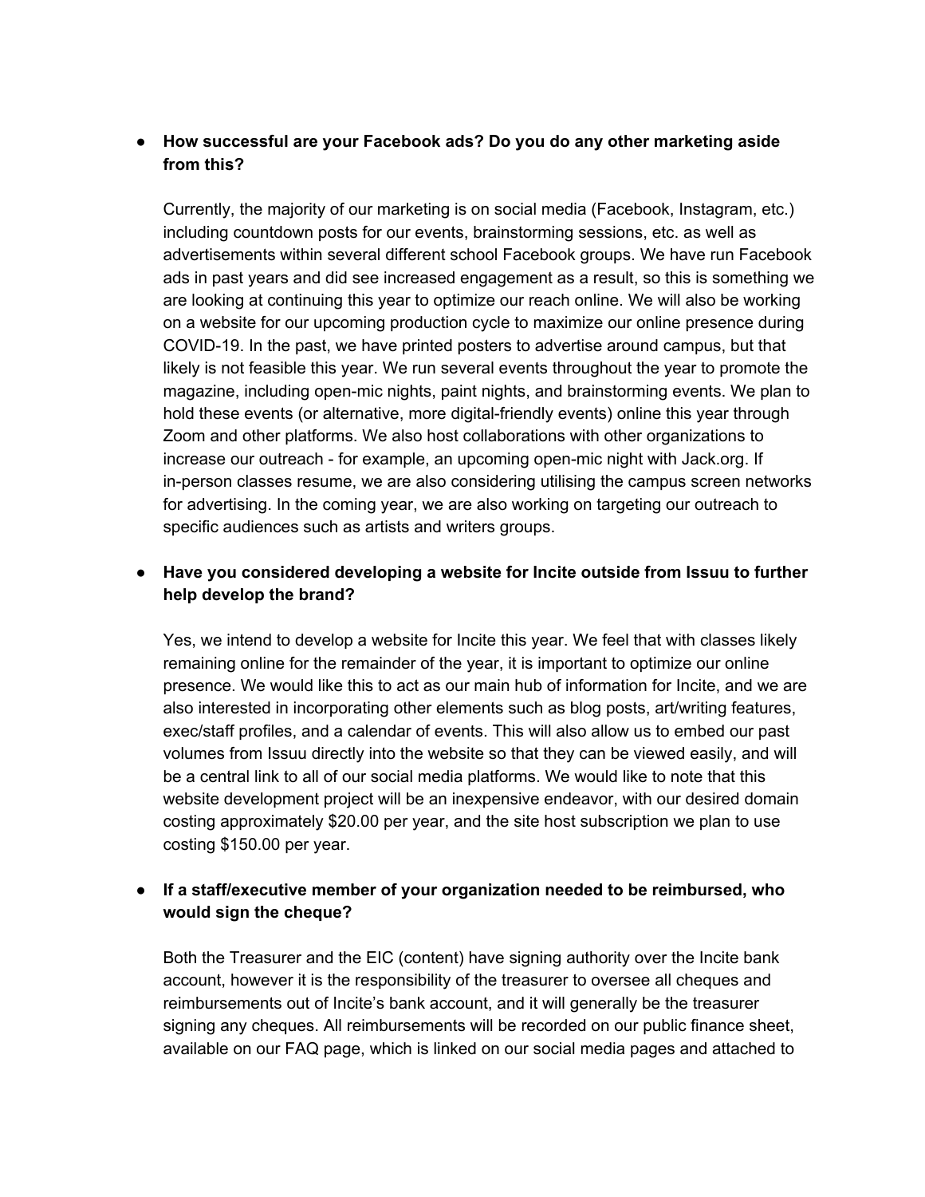- **How successful are your Facebook ads? Do you do any other marketing aside from this?**

  Currently, the majority of our marketing is on social media (Facebook, Instagram, etc.) including countdown posts for our events, brainstorming sessions, etc. as well as advertisements within several different school Facebook groups. We have run Facebook ads in past years and did see increased engagement as a result, so this is something we are looking at continuing this year to optimize our reach online. We will also be working on a website for our upcoming production cycle to maximize our online presence during COVID-19. In the past, we have printed posters to advertise around campus, but that likely is not feasible this year. We run several events throughout the year to promote the magazine, including open-mic nights, paint nights, and brainstorming events. We plan to hold these events (or alternative, more digital-friendly events) online this year through Zoom and other platforms. We also host collaborations with other organizations to increase our outreach - for example, an upcoming open-mic night with Jack.org. If in-person classes resume, we are also considering utilising the campus screen networks for advertising. In the coming year, we are also working on targeting our outreach to specific audiences such as artists and writers groups.

- **Have you considered developing a website for Incite outside from Issuu to further help develop the brand?**

  Yes, we intend to develop a website for Incite this year. We feel that with classes likely remaining online for the remainder of the year, it is important to optimize our online presence. We would like this to act as our main hub of information for Incite, and we are also interested in incorporating other elements such as blog posts, art/writing features, exec/staff profiles, and a calendar of events. This will also allow us to embed our past volumes from Issuu directly into the website so that they can be viewed easily, and will be a central link to all of our social media platforms. We would like to note that this website development project will be an inexpensive endeavor, with our desired domain costing approximately $20.00 per year, and the site host subscription we plan to use costing $150.00 per year.

- **If a staff/executive member of your organization needed to be reimbursed, who would sign the cheque?**

  Both the Treasurer and the EIC (content) have signing authority over the Incite bank account, however it is the responsibility of the treasurer to oversee all cheques and reimbursements out of Incite's bank account, and it will generally be the treasurer signing any cheques. All reimbursements will be recorded on our public finance sheet, available on our FAQ page, which is linked on our social media pages and attached to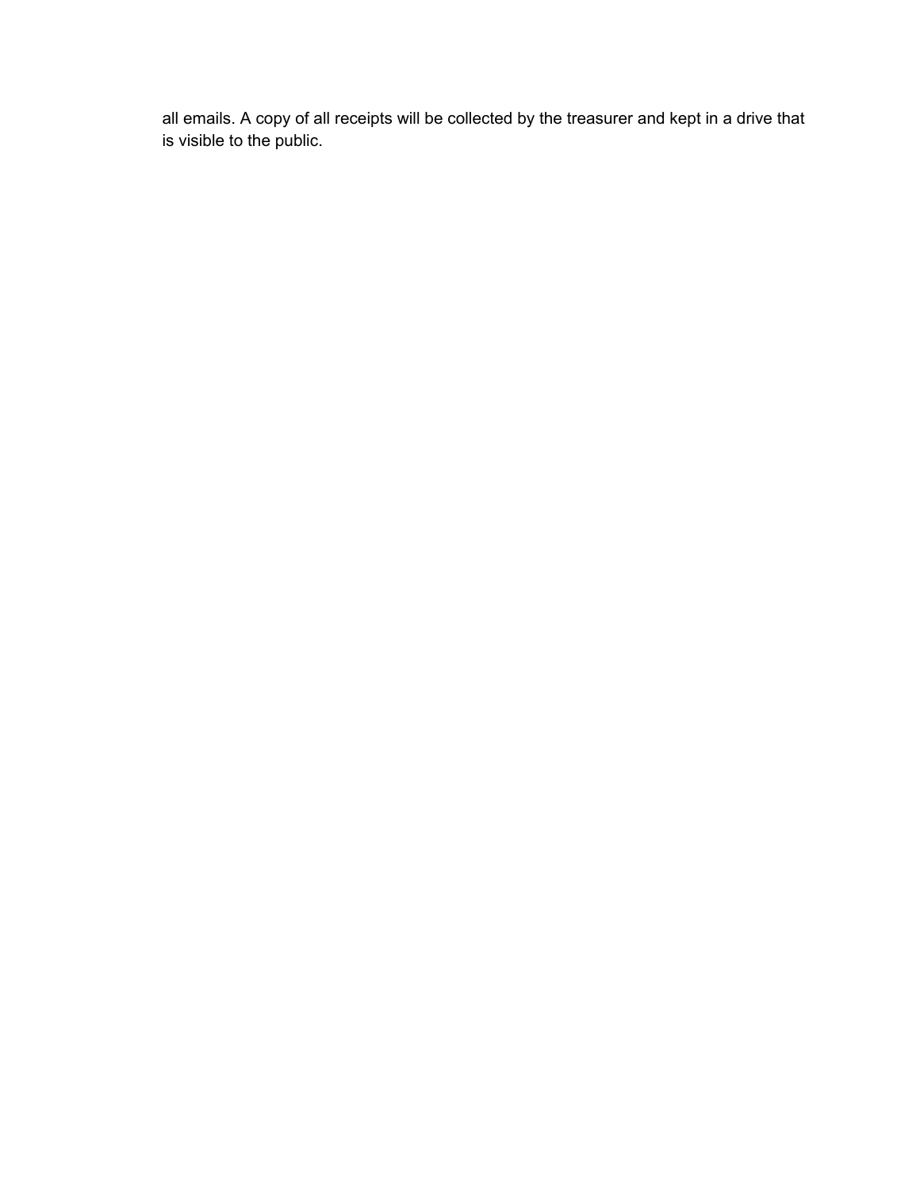all emails. A copy of all receipts will be collected by the treasurer and kept in a drive that is visible to the public.